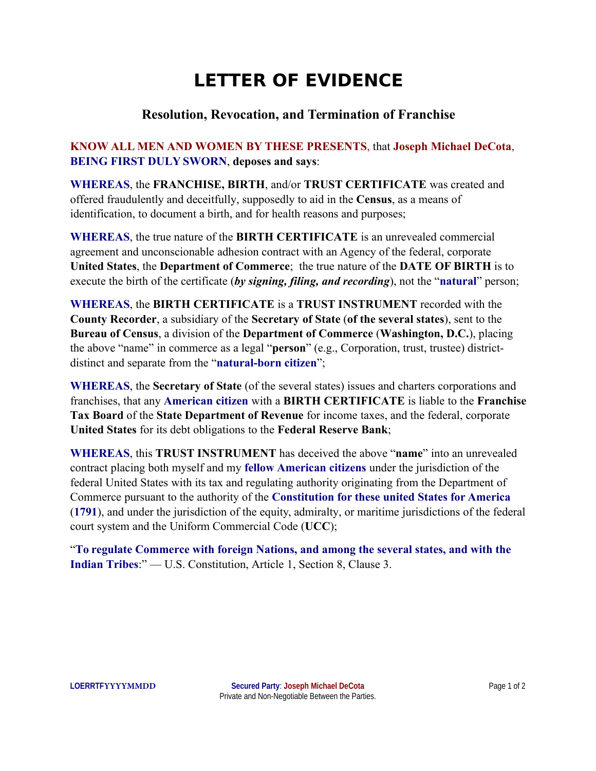# LETTER OF EVIDENCE

## Resolution, Revocation, and Termination of Franchise

**KNOW ALL MEN AND WOMEN BY THESE PRESENTS**, that **Joseph Michael DeCota**, **BEING FIRST DULY SWORN**, **deposes and says**:

**WHEREAS**, the **FRANCHISE, BIRTH**, and/or **TRUST CERTIFICATE** was created and offered fraudulently and deceitfully, supposedly to aid in the **Census**, as a means of identification, to document a birth, and for health reasons and purposes;

**WHEREAS**, the true nature of the **BIRTH CERTIFICATE** is an unrevealed commercial agreement and unconscionable adhesion contract with an Agency of the federal, corporate **United States**, the **Department of Commerce**; the true nature of the **DATE OF BIRTH** is to execute the birth of the certificate (***by signing, filing, and recording***), not the "**natural**" person;

**WHEREAS**, the **BIRTH CERTIFICATE** is a **TRUST INSTRUMENT** recorded with the **County Recorder**, a subsidiary of the **Secretary of State** (**of the several states**), sent to the **Bureau of Census**, a division of the **Department of Commerce** (**Washington, D.C.**), placing the above "name" in commerce as a legal "**person**" (e.g., Corporation, trust, trustee) district-distinct and separate from the "**natural-born citizen**";

**WHEREAS**, the **Secretary of State** (of the several states) issues and charters corporations and franchises, that any **American citizen** with a **BIRTH CERTIFICATE** is liable to the **Franchise Tax Board** of the **State Department of Revenue** for income taxes, and the federal, corporate **United States** for its debt obligations to the **Federal Reserve Bank**;

**WHEREAS**, this **TRUST INSTRUMENT** has deceived the above "**name**" into an unrevealed contract placing both myself and my **fellow American citizens** under the jurisdiction of the federal United States with its tax and regulating authority originating from the Department of Commerce pursuant to the authority of the **Constitution for these united States for America** (**1791**), and under the jurisdiction of the equity, admiralty, or maritime jurisdictions of the federal court system and the Uniform Commercial Code (**UCC**);

"**To regulate Commerce with foreign Nations, and among the several states, and with the Indian Tribes**:" — U.S. Constitution, Article 1, Section 8, Clause 3.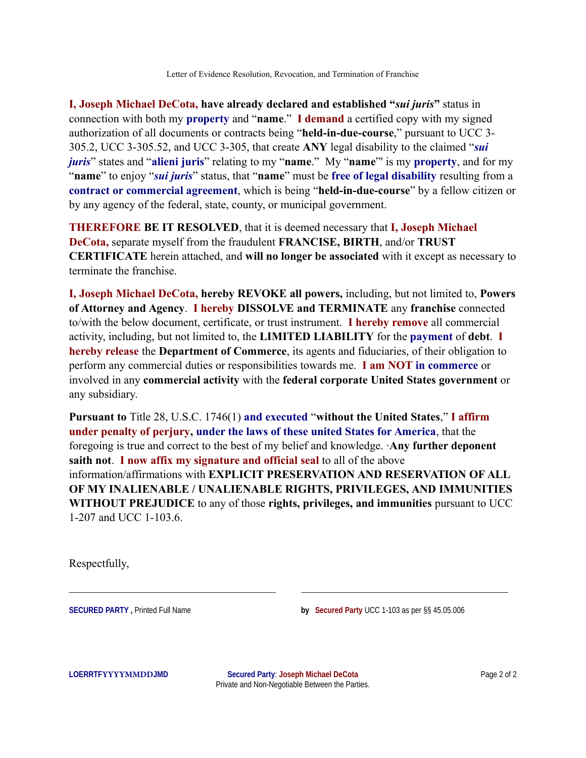**I, Joseph Michael DeCota, have already declared and established "*sui juris*"** status in connection with both my **property** and "**name**." **I demand** a certified copy with my signed authorization of all documents or contracts being "**held-in-due-course**," pursuant to UCC 3-305.2, UCC 3-305.52, and UCC 3-305, that create **ANY** legal disability to the claimed "***sui juris***" states and "**alieni juris**" relating to my "**name**." My "**name**"' is my **property**, and for my "**name**" to enjoy "***sui juris***" status, that "**name**" must be **free of legal disability** resulting from a **contract or commercial agreement**, which is being "**held-in-due-course**" by a fellow citizen or by any agency of the federal, state, county, or municipal government.

**THEREFORE BE IT RESOLVED**, that it is deemed necessary that **I, Joseph Michael DeCota,** separate myself from the fraudulent **FRANCISE, BIRTH**, and/or **TRUST CERTIFICATE** herein attached, and **will no longer be associated** with it except as necessary to terminate the franchise.

**I, Joseph Michael DeCota, hereby REVOKE all powers,** including, but not limited to, **Powers of Attorney and Agency**. **I hereby DISSOLVE and TERMINATE** any **franchise** connected to/with the below document, certificate, or trust instrument. **I hereby remove** all commercial activity, including, but not limited to, the **LIMITED LIABILITY** for the **payment** of **debt**. **I hereby release** the **Department of Commerce**, its agents and fiduciaries, of their obligation to perform any commercial duties or responsibilities towards me. **I am NOT in commerce** or involved in any **commercial activity** with the **federal corporate United States government** or any subsidiary.

**Pursuant to** Title 28, U.S.C. 1746(1) **and executed** "**without the United States**," **I affirm under penalty of perjury, under the laws of these united States for America**, that the foregoing is true and correct to the best of my belief and knowledge. ·**Any further deponent saith not**. **I now affix my signature and official seal** to all of the above information/affirmations with **EXPLICIT PRESERVATION AND RESERVATION OF ALL OF MY INALIENABLE / UNALIENABLE RIGHTS, PRIVILEGES, AND IMMUNITIES WITHOUT PREJUDICE** to any of those **rights, privileges, and immunities** pursuant to UCC 1-207 and UCC 1-103.6.

Respectfully,

\_\_\_\_\_\_\_\_\_\_\_\_\_\_\_\_\_\_\_\_\_\_\_\_\_\_\_\_\_\_\_\_\_\_\_\_\_\_\_\_ \_\_\_\_\_\_\_\_\_\_\_\_\_\_\_\_\_\_\_\_\_\_\_\_\_\_\_\_\_\_\_\_\_\_\_\_\_\_\_\_

**SECURED PARTY ,** Printed Full Name **by Secured Party** UCC 1-103 as per §§ 45.05.006

LOERRTFYYYYMMDDJMD

**Secured Party**: **Joseph Michael DeCota**
Private and Non-Negotiable Between the Parties.